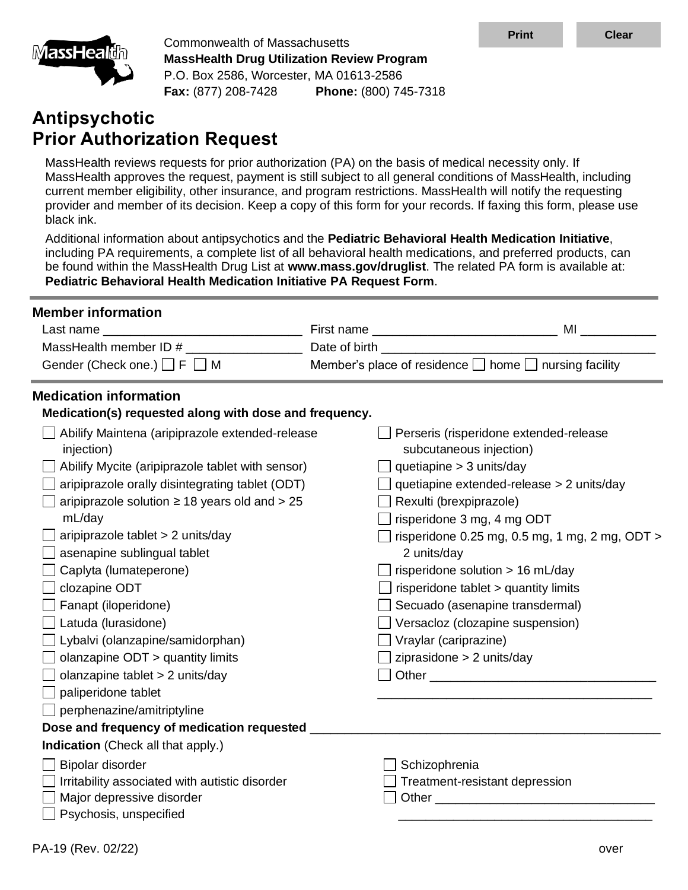Commonwealth of Massachusetts
**MassHealth Drug Utilization Review Program**
P.O. Box 2586, Worcester, MA 01613-2586
**Fax:** (877) 208-7428 **Phone:** (800) 745-7318

# Antipsychotic Prior Authorization Request

MassHealth reviews requests for prior authorization (PA) on the basis of medical necessity only. If MassHealth approves the request, payment is still subject to all general conditions of MassHealth, including current member eligibility, other insurance, and program restrictions. MassHealth will notify the requesting provider and member of its decision. Keep a copy of this form for your records. If faxing this form, please use black ink.

Additional information about antipsychotics and the **Pediatric Behavioral Health Medication Initiative**, including PA requirements, a complete list of all behavioral health medications, and preferred products, can be found within the MassHealth Drug List at **www.mass.gov/druglist**. The related PA form is available at: **Pediatric Behavioral Health Medication Initiative PA Request Form**.

## Member information

Last name ____________________________ First name __________________________ MI __________

MassHealth member ID # ________________ Date of birth ______________________________________

Gender (Check one.) ☐ F ☐ M Member's place of residence ☐ home ☐ nursing facility

## Medication information

**Medication(s) requested along with dose and frequency.**

- ☐ Abilify Maintena (aripiprazole extended-release injection)
- ☐ Abilify Mycite (aripiprazole tablet with sensor)
- ☐ aripiprazole orally disintegrating tablet (ODT)
- ☐ aripiprazole solution ≥ 18 years old and > 25 mL/day
- ☐ aripiprazole tablet > 2 units/day
- ☐ asenapine sublingual tablet
- ☐ Caplyta (lumateperone)
- ☐ clozapine ODT
- ☐ Fanapt (iloperidone)
- ☐ Latuda (lurasidone)
- ☐ Lybalvi (olanzapine/samidorphan)
- ☐ olanzapine ODT > quantity limits
- ☐ olanzapine tablet > 2 units/day
- ☐ paliperidone tablet
- ☐ perphenazine/amitriptyline
- ☐ Perseris (risperidone extended-release subcutaneous injection)
- ☐ quetiapine > 3 units/day
- ☐ quetiapine extended-release > 2 units/day
- ☐ Rexulti (brexpiprazole)
- ☐ risperidone 3 mg, 4 mg ODT
- ☐ risperidone 0.25 mg, 0.5 mg, 1 mg, 2 mg, ODT > 2 units/day
- ☐ risperidone solution > 16 mL/day
- ☐ risperidone tablet > quantity limits
- ☐ Secuado (asenapine transdermal)
- ☐ Versacloz (clozapine suspension)
- ☐ Vraylar (cariprazine)
- ☐ ziprasidone > 2 units/day
- ☐ Other ________________________________

**Dose and frequency of medication requested** ______________________________________________

**Indication** (Check all that apply.)

- ☐ Bipolar disorder
- ☐ Irritability associated with autistic disorder
- ☐ Major depressive disorder
- ☐ Psychosis, unspecified
- ☐ Schizophrenia
- ☐ Treatment-resistant depression
- ☐ Other ________________________________

PA-19 (Rev. 02/22) over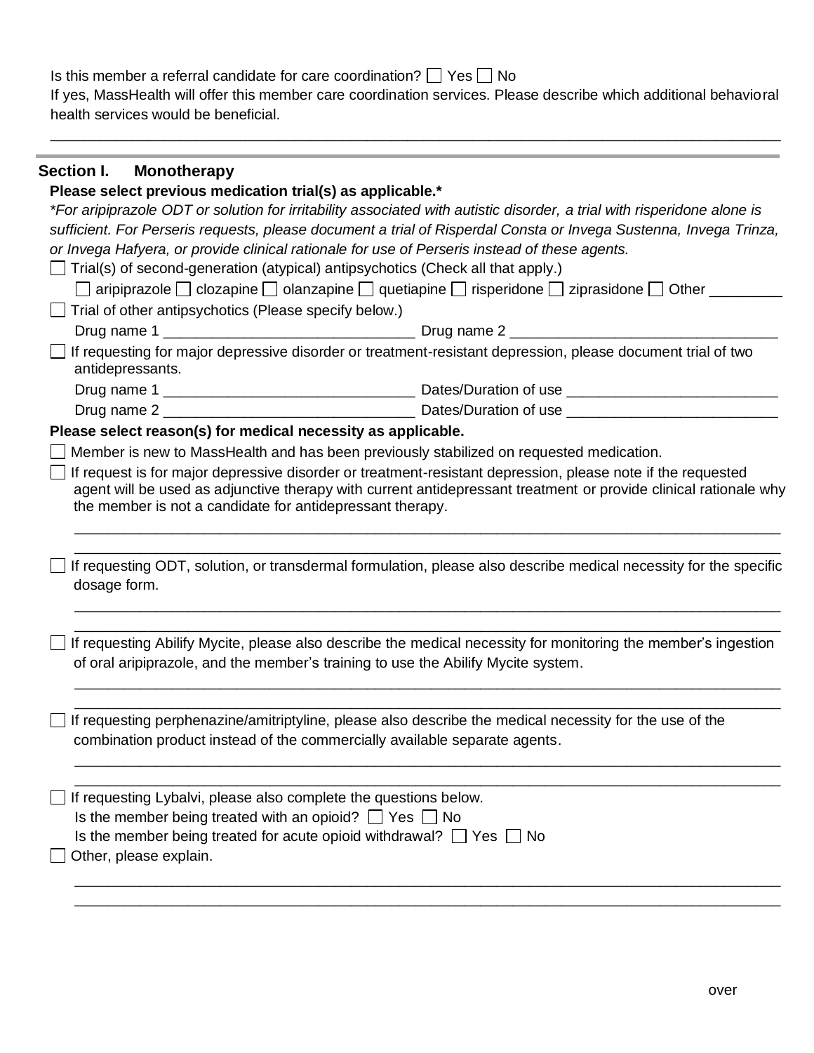Is this member a referral candidate for care coordination? ☐ Yes ☐ No

If yes, MassHealth will offer this member care coordination services. Please describe which additional behavioral health services would be beneficial.

_______________________________________________________________________________

## Section I. Monotherapy

**Please select previous medication trial(s) as applicable.***

*\*For aripiprazole ODT or solution for irritability associated with autistic disorder, a trial with risperidone alone is sufficient. For Perseris requests, please document a trial of Risperdal Consta or Invega Sustenna, Invega Trinza, or Invega Hafyera, or provide clinical rationale for use of Perseris instead of these agents.*

☐ Trial(s) of second-generation (atypical) antipsychotics (Check all that apply.)

☐ aripiprazole ☐ clozapine ☐ olanzapine ☐ quetiapine ☐ risperidone ☐ ziprasidone ☐ Other _________

☐ Trial of other antipsychotics (Please specify below.)

Drug name 1 ______________________________ Drug name 2 ________________________________

☐ If requesting for major depressive disorder or treatment-resistant depression, please document trial of two antidepressants.

Drug name 1 ______________________________ Dates/Duration of use _________________________

Drug name 2 ______________________________ Dates/Duration of use _________________________

**Please select reason(s) for medical necessity as applicable.**

☐ Member is new to MassHealth and has been previously stabilized on requested medication.

☐ If request is for major depressive disorder or treatment-resistant depression, please note if the requested agent will be used as adjunctive therapy with current antidepressant treatment or provide clinical rationale why the member is not a candidate for antidepressant therapy.

_______________________________________________________________________________

_______________________________________________________________________________

☐ If requesting ODT, solution, or transdermal formulation, please also describe medical necessity for the specific dosage form.

_______________________________________________________________________________

_______________________________________________________________________________

☐ If requesting Abilify Mycite, please also describe the medical necessity for monitoring the member's ingestion of oral aripiprazole, and the member's training to use the Abilify Mycite system.

_______________________________________________________________________________

_______________________________________________________________________________

☐ If requesting perphenazine/amitriptyline, please also describe the medical necessity for the use of the combination product instead of the commercially available separate agents.

_______________________________________________________________________________

_______________________________________________________________________________

☐ If requesting Lybalvi, please also complete the questions below.

Is the member being treated with an opioid? ☐ Yes ☐ No

Is the member being treated for acute opioid withdrawal? ☐ Yes ☐ No

☐ Other, please explain.

_______________________________________________________________________________

_______________________________________________________________________________

over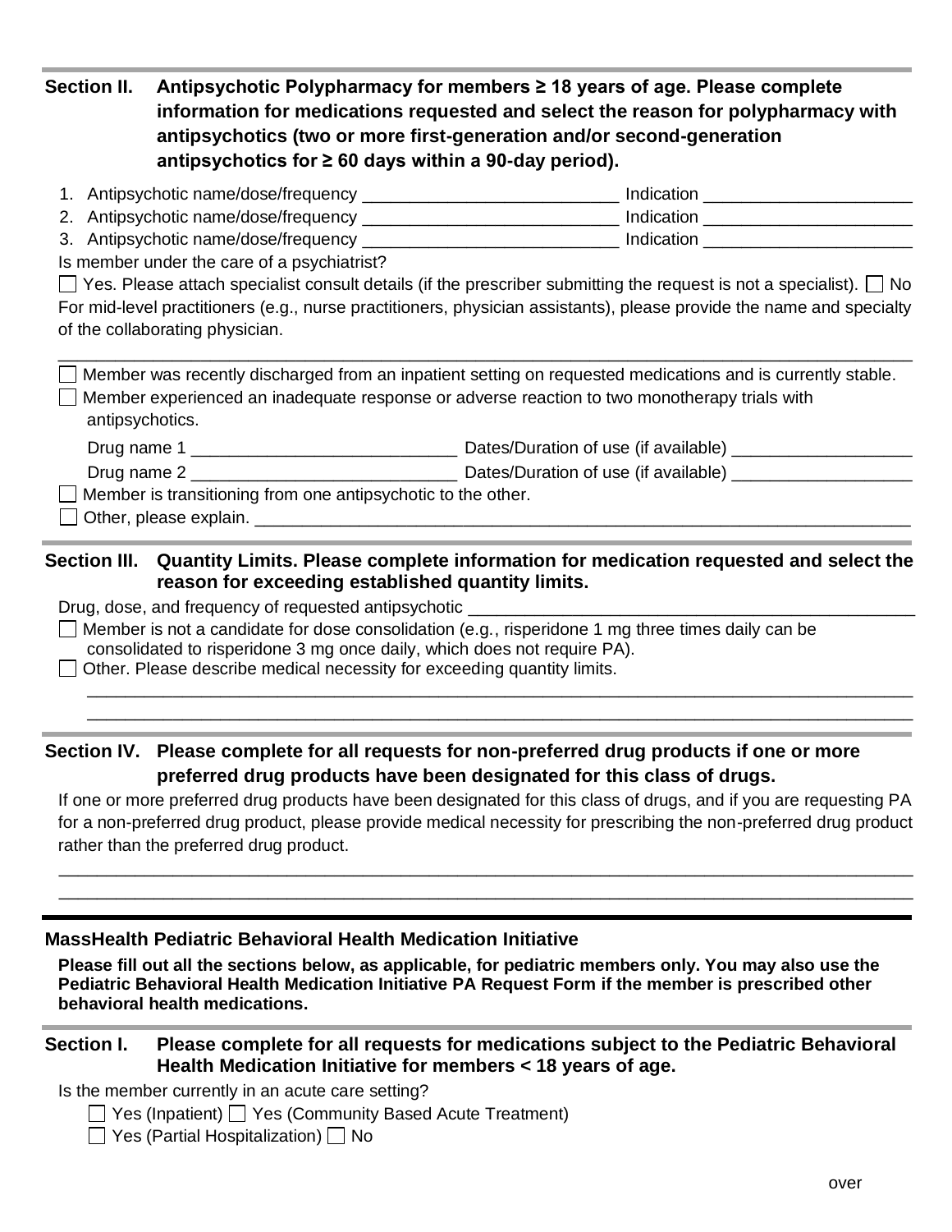## Section II. Antipsychotic Polypharmacy for members ≥ 18 years of age. Please complete information for medications requested and select the reason for polypharmacy with antipsychotics (two or more first-generation and/or second-generation antipsychotics for ≥ 60 days within a 90-day period).

1. Antipsychotic name/dose/frequency ___________________________ Indication ______________________
2. Antipsychotic name/dose/frequency ___________________________ Indication ______________________
3. Antipsychotic name/dose/frequency ___________________________ Indication ______________________

Is member under the care of a psychiatrist?

☐ Yes. Please attach specialist consult details (if the prescriber submitting the request is not a specialist). ☐ No

For mid-level practitioners (e.g., nurse practitioners, physician assistants), please provide the name and specialty of the collaborating physician.

___________________________________________________________________________________________

☐ Member was recently discharged from an inpatient setting on requested medications and is currently stable.

☐ Member experienced an inadequate response or adverse reaction to two monotherapy trials with antipsychotics.

Drug name 1 ____________________________ Dates/Duration of use (if available) ___________________

Drug name 2 ____________________________ Dates/Duration of use (if available) ___________________

☐ Member is transitioning from one antipsychotic to the other.

☐ Other, please explain. ______________________________________________________________________

## Section III. Quantity Limits. Please complete information for medication requested and select the reason for exceeding established quantity limits.

Drug, dose, and frequency of requested antipsychotic _______________________________________________

☐ Member is not a candidate for dose consolidation (e.g., risperidone 1 mg three times daily can be consolidated to risperidone 3 mg once daily, which does not require PA).

☐ Other. Please describe medical necessity for exceeding quantity limits.

___________________________________________________________________________________________

___________________________________________________________________________________________

## Section IV. Please complete for all requests for non-preferred drug products if one or more preferred drug products have been designated for this class of drugs.

If one or more preferred drug products have been designated for this class of drugs, and if you are requesting PA for a non-preferred drug product, please provide medical necessity for prescribing the non-preferred drug product rather than the preferred drug product.

___________________________________________________________________________________________

___________________________________________________________________________________________

# MassHealth Pediatric Behavioral Health Medication Initiative

**Please fill out all the sections below, as applicable, for pediatric members only. You may also use the Pediatric Behavioral Health Medication Initiative PA Request Form if the member is prescribed other behavioral health medications.**

## Section I. Please complete for all requests for medications subject to the Pediatric Behavioral Health Medication Initiative for members < 18 years of age.

Is the member currently in an acute care setting?

☐ Yes (Inpatient) ☐ Yes (Community Based Acute Treatment)

☐ Yes (Partial Hospitalization) ☐ No

over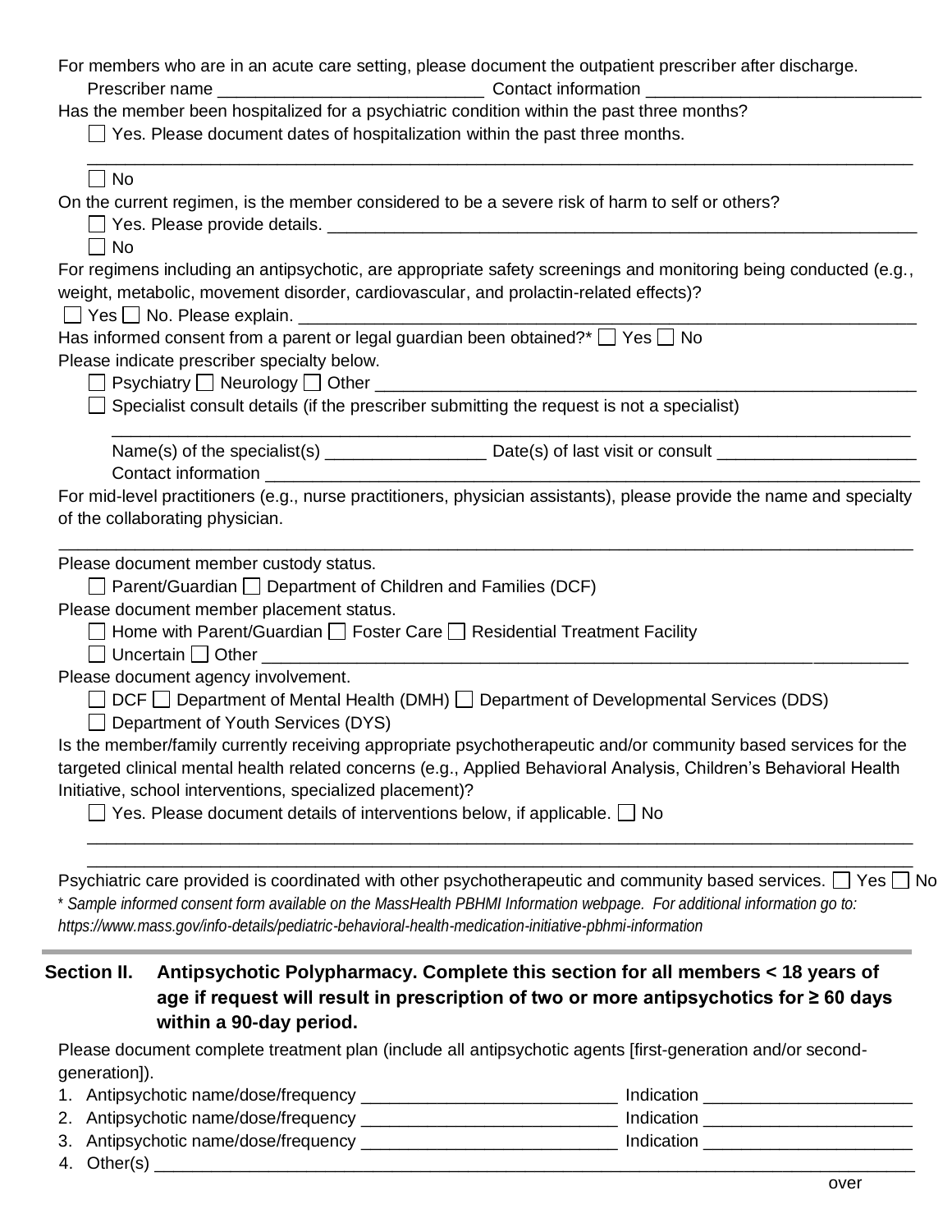For members who are in an acute care setting, please document the outpatient prescriber after discharge.

Prescriber name ____________________________ Contact information ____________________________

Has the member been hospitalized for a psychiatric condition within the past three months?

☐ Yes. Please document dates of hospitalization within the past three months.

______________________________________________________________________________

☐ No

On the current regimen, is the member considered to be a severe risk of harm to self or others?

☐ Yes. Please provide details. ____________________________________________________________

☐ No

For regimens including an antipsychotic, are appropriate safety screenings and monitoring being conducted (e.g., weight, metabolic, movement disorder, cardiovascular, and prolactin-related effects)?

☐ Yes ☐ No. Please explain. ____________________________________________________________

Has informed consent from a parent or legal guardian been obtained?* ☐ Yes ☐ No

Please indicate prescriber specialty below.

☐ Psychiatry ☐ Neurology ☐ Other ______________________________________________________

☐ Specialist consult details (if the prescriber submitting the request is not a specialist)

______________________________________________________________________________

Name(s) of the specialist(s) ________________ Date(s) of last visit or consult ____________________

Contact information _____________________________________________________________

For mid-level practitioners (e.g., nurse practitioners, physician assistants), please provide the name and specialty of the collaborating physician.

______________________________________________________________________________

Please document member custody status.

☐ Parent/Guardian ☐ Department of Children and Families (DCF)

Please document member placement status.

☐ Home with Parent/Guardian ☐ Foster Care ☐ Residential Treatment Facility

☐ Uncertain ☐ Other ______________________________________________________________

Please document agency involvement.

☐ DCF ☐ Department of Mental Health (DMH) ☐ Department of Developmental Services (DDS)

☐ Department of Youth Services (DYS)

Is the member/family currently receiving appropriate psychotherapeutic and/or community based services for the targeted clinical mental health related concerns (e.g., Applied Behavioral Analysis, Children's Behavioral Health Initiative, school interventions, specialized placement)?

☐ Yes. Please document details of interventions below, if applicable. ☐ No

______________________________________________________________________________

______________________________________________________________________________

Psychiatric care provided is coordinated with other psychotherapeutic and community based services. ☐ Yes ☐ No

*\* Sample informed consent form available on the MassHealth PBHMI Information webpage. For additional information go to: https://www.mass.gov/info-details/pediatric-behavioral-health-medication-initiative-pbhmi-information*

## Section II. Antipsychotic Polypharmacy. Complete this section for all members < 18 years of age if request will result in prescription of two or more antipsychotics for ≥ 60 days within a 90-day period.

Please document complete treatment plan (include all antipsychotic agents [first-generation and/or second-generation]).

1. Antipsychotic name/dose/frequency ___________________________ Indication ____________________
2. Antipsychotic name/dose/frequency ___________________________ Indication ____________________
3. Antipsychotic name/dose/frequency ___________________________ Indication ____________________
4. Other(s) ______________________________________________________________________

over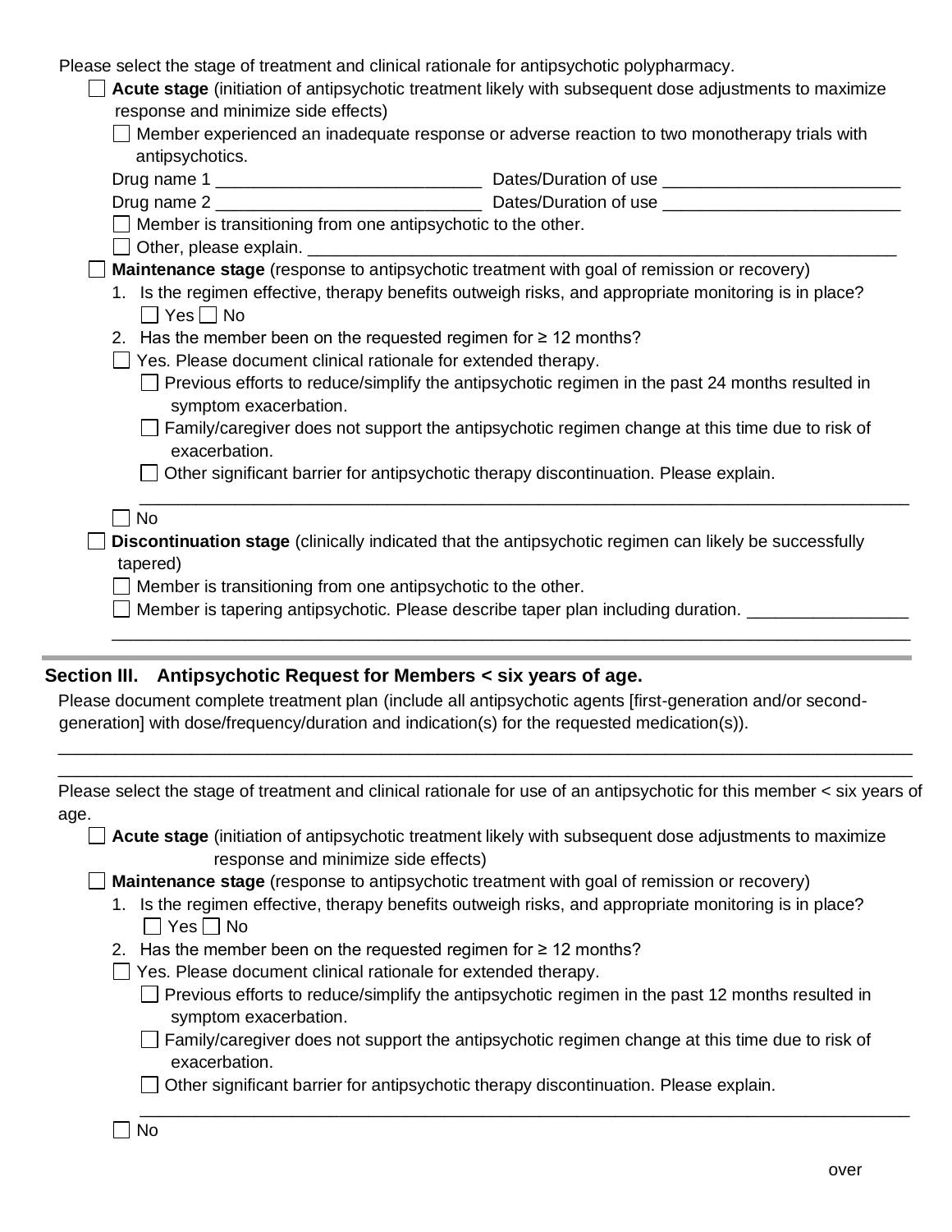Please select the stage of treatment and clinical rationale for antipsychotic polypharmacy.

- ☐ **Acute stage** (initiation of antipsychotic treatment likely with subsequent dose adjustments to maximize response and minimize side effects)
  - ☐ Member experienced an inadequate response or adverse reaction to two monotherapy trials with antipsychotics.

    Drug name 1 ____________________________ Dates/Duration of use _________________________

    Drug name 2 ____________________________ Dates/Duration of use _________________________
  - ☐ Member is transitioning from one antipsychotic to the other.
  - ☐ Other, please explain. ____________________________________________________________
- ☐ **Maintenance stage** (response to antipsychotic treatment with goal of remission or recovery)
  1. Is the regimen effective, therapy benefits outweigh risks, and appropriate monitoring is in place?
     ☐ Yes ☐ No
  2. Has the member been on the requested regimen for ≥ 12 months?
     - ☐ Yes. Please document clinical rationale for extended therapy.
       - ☐ Previous efforts to reduce/simplify the antipsychotic regimen in the past 24 months resulted in symptom exacerbation.
       - ☐ Family/caregiver does not support the antipsychotic regimen change at this time due to risk of exacerbation.
       - ☐ Other significant barrier for antipsychotic therapy discontinuation. Please explain.

         ________________________________________________________________________________
     - ☐ No
- ☐ **Discontinuation stage** (clinically indicated that the antipsychotic regimen can likely be successfully tapered)
  - ☐ Member is transitioning from one antipsychotic to the other.
  - ☐ Member is tapering antipsychotic. Please describe taper plan including duration. _________________

    ________________________________________________________________________________

## Section III. Antipsychotic Request for Members < six years of age.

Please document complete treatment plan (include all antipsychotic agents [first-generation and/or second-generation] with dose/frequency/duration and indication(s) for the requested medication(s)).

________________________________________________________________________________

________________________________________________________________________________

Please select the stage of treatment and clinical rationale for use of an antipsychotic for this member < six years of age.

- ☐ **Acute stage** (initiation of antipsychotic treatment likely with subsequent dose adjustments to maximize response and minimize side effects)
- ☐ **Maintenance stage** (response to antipsychotic treatment with goal of remission or recovery)
  1. Is the regimen effective, therapy benefits outweigh risks, and appropriate monitoring is in place?
     ☐ Yes ☐ No
  2. Has the member been on the requested regimen for ≥ 12 months?
     - ☐ Yes. Please document clinical rationale for extended therapy.
       - ☐ Previous efforts to reduce/simplify the antipsychotic regimen in the past 12 months resulted in symptom exacerbation.
       - ☐ Family/caregiver does not support the antipsychotic regimen change at this time due to risk of exacerbation.
       - ☐ Other significant barrier for antipsychotic therapy discontinuation. Please explain.

         ________________________________________________________________________________
     - ☐ No

over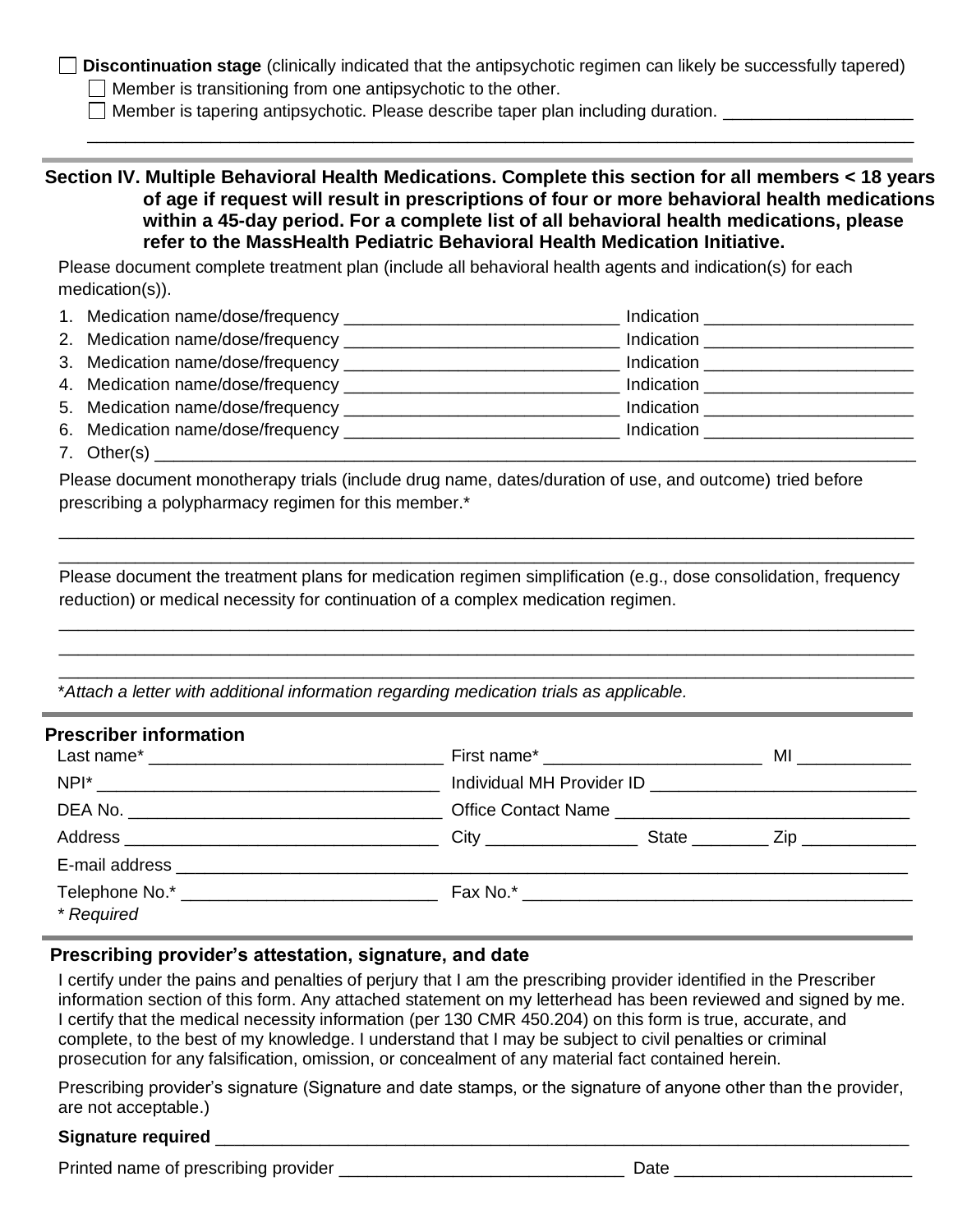☐ **Discontinuation stage** (clinically indicated that the antipsychotic regimen can likely be successfully tapered)

- ☐ Member is transitioning from one antipsychotic to the other.
- ☐ Member is tapering antipsychotic. Please describe taper plan including duration. ___________________

_____________________________________________________________________________________

## Section IV. Multiple Behavioral Health Medications. Complete this section for all members < 18 years of age if request will result in prescriptions of four or more behavioral health medications within a 45-day period. For a complete list of all behavioral health medications, please refer to the MassHealth Pediatric Behavioral Health Medication Initiative.

Please document complete treatment plan (include all behavioral health agents and indication(s) for each medication(s)).

1. Medication name/dose/frequency _____________________________ Indication ______________________
2. Medication name/dose/frequency _____________________________ Indication ______________________
3. Medication name/dose/frequency _____________________________ Indication ______________________
4. Medication name/dose/frequency _____________________________ Indication ______________________
5. Medication name/dose/frequency _____________________________ Indication ______________________
6. Medication name/dose/frequency _____________________________ Indication ______________________
7. Other(s) ___________________________________________________________________________

Please document monotherapy trials (include drug name, dates/duration of use, and outcome) tried before prescribing a polypharmacy regimen for this member.*

_____________________________________________________________________________________

_____________________________________________________________________________________

Please document the treatment plans for medication regimen simplification (e.g., dose consolidation, frequency reduction) or medical necessity for continuation of a complex medication regimen.

_____________________________________________________________________________________

_____________________________________________________________________________________

_____________________________________________________________________________________

*\*Attach a letter with additional information regarding medication trials as applicable.*

## Prescriber information

Last name* ______________________________ First name* _______________________ MI ___________

NPI* __________________________________ Individual MH Provider ID ___________________________

DEA No. _______________________________ Office Contact Name ______________________________

Address _______________________________ City ________________ State ________ Zip ____________

E-mail address _________________________________________________________________________

Telephone No.* __________________________ Fax No.* ________________________________________

*\* Required*

## Prescribing provider's attestation, signature, and date

I certify under the pains and penalties of perjury that I am the prescribing provider identified in the Prescriber information section of this form. Any attached statement on my letterhead has been reviewed and signed by me. I certify that the medical necessity information (per 130 CMR 450.204) on this form is true, accurate, and complete, to the best of my knowledge. I understand that I may be subject to civil penalties or criminal prosecution for any falsification, omission, or concealment of any material fact contained herein.

Prescribing provider's signature (Signature and date stamps, or the signature of anyone other than the provider, are not acceptable.)

**Signature required** _________________________________________________________________________

Printed name of prescribing provider _____________________________ Date ________________________